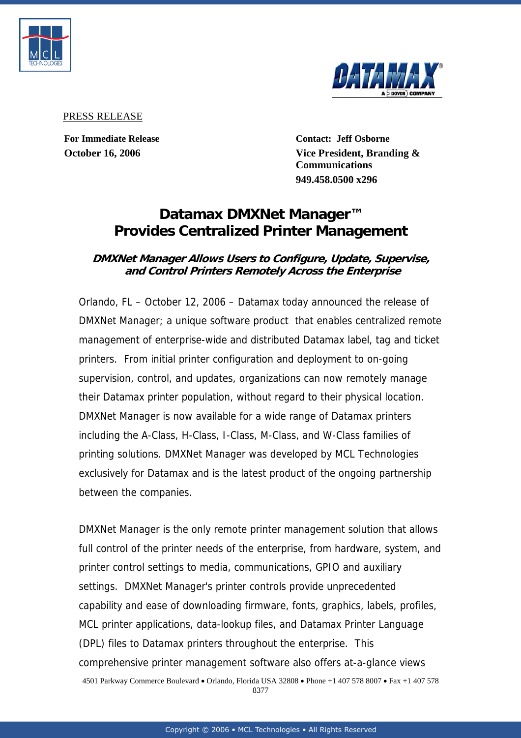PRESS RELEASE

**For Immediate Release**
**October 16, 2006**

**Contact: Jeff Osborne**
**Vice President, Branding & Communications**
**949.458.0500 x296**

# Datamax DMXNet Manager™ Provides Centralized Printer Management

### *DMXNet Manager Allows Users to Configure, Update, Supervise, and Control Printers Remotely Across the Enterprise*

Orlando, FL – October 12, 2006 – Datamax today announced the release of DMXNet Manager; a unique software product that enables centralized remote management of enterprise-wide and distributed Datamax label, tag and ticket printers. From initial printer configuration and deployment to on-going supervision, control, and updates, organizations can now remotely manage their Datamax printer population, without regard to their physical location. DMXNet Manager is now available for a wide range of Datamax printers including the A-Class, H-Class, I-Class, M-Class, and W-Class families of printing solutions. DMXNet Manager was developed by MCL Technologies exclusively for Datamax and is the latest product of the ongoing partnership between the companies.

DMXNet Manager is the only remote printer management solution that allows full control of the printer needs of the enterprise, from hardware, system, and printer control settings to media, communications, GPIO and auxiliary settings. DMXNet Manager's printer controls provide unprecedented capability and ease of downloading firmware, fonts, graphics, labels, profiles, MCL printer applications, data-lookup files, and Datamax Printer Language (DPL) files to Datamax printers throughout the enterprise. This comprehensive printer management software also offers at-a-glance views

4501 Parkway Commerce Boulevard • Orlando, Florida USA 32808 • Phone +1 407 578 8007 • Fax +1 407 578 8377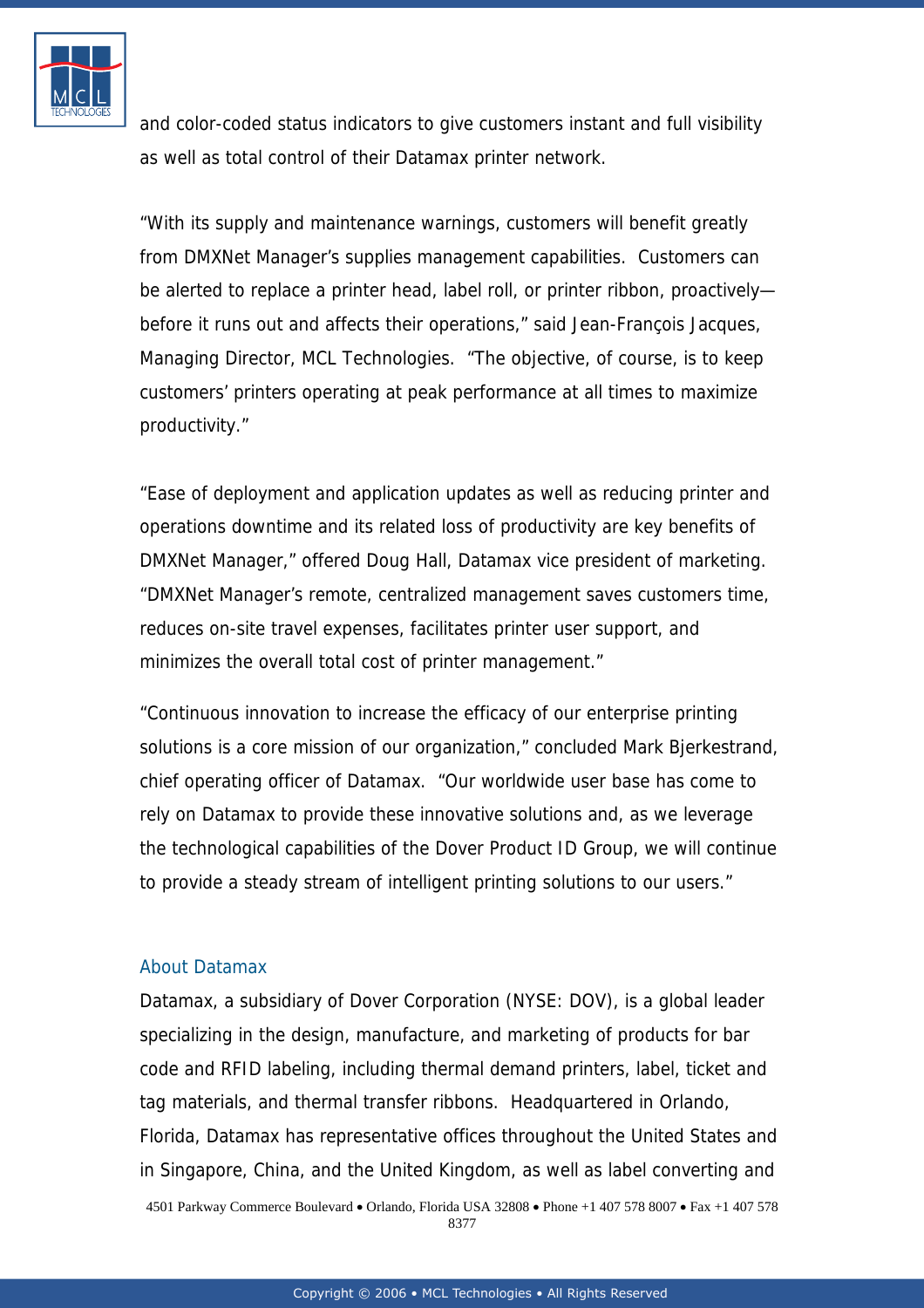and color-coded status indicators to give customers instant and full visibility as well as total control of their Datamax printer network.

"With its supply and maintenance warnings, customers will benefit greatly from DMXNet Manager's supplies management capabilities. Customers can be alerted to replace a printer head, label roll, or printer ribbon, proactively—before it runs out and affects their operations," said Jean-François Jacques, Managing Director, MCL Technologies. "The objective, of course, is to keep customers' printers operating at peak performance at all times to maximize productivity."

"Ease of deployment and application updates as well as reducing printer and operations downtime and its related loss of productivity are key benefits of DMXNet Manager," offered Doug Hall, Datamax vice president of marketing. "DMXNet Manager's remote, centralized management saves customers time, reduces on-site travel expenses, facilitates printer user support, and minimizes the overall total cost of printer management."

"Continuous innovation to increase the efficacy of our enterprise printing solutions is a core mission of our organization," concluded Mark Bjerkestrand, chief operating officer of Datamax. "Our worldwide user base has come to rely on Datamax to provide these innovative solutions and, as we leverage the technological capabilities of the Dover Product ID Group, we will continue to provide a steady stream of intelligent printing solutions to our users."

## About Datamax

Datamax, a subsidiary of Dover Corporation (NYSE: DOV), is a global leader specializing in the design, manufacture, and marketing of products for bar code and RFID labeling, including thermal demand printers, label, ticket and tag materials, and thermal transfer ribbons. Headquartered in Orlando, Florida, Datamax has representative offices throughout the United States and in Singapore, China, and the United Kingdom, as well as label converting and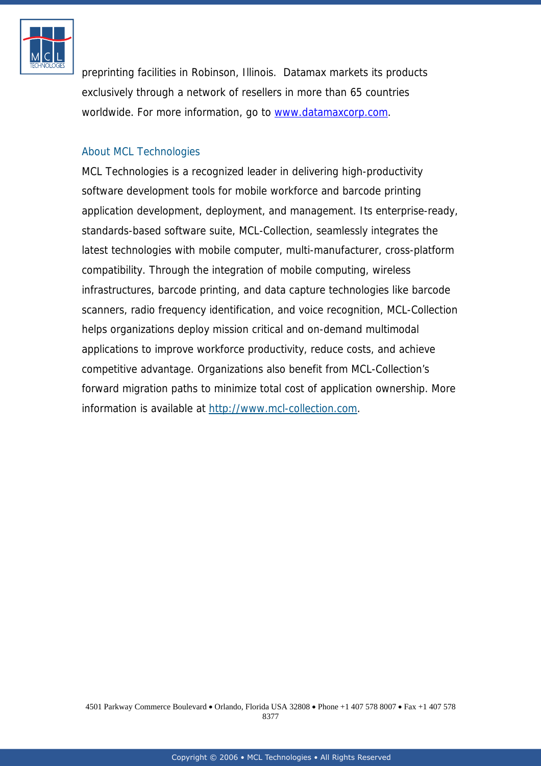preprinting facilities in Robinson, Illinois.  Datamax markets its products exclusively through a network of resellers in more than 65 countries worldwide. For more information, go to www.datamaxcorp.com.

## About MCL Technologies

MCL Technologies is a recognized leader in delivering high-productivity software development tools for mobile workforce and barcode printing application development, deployment, and management. Its enterprise-ready, standards-based software suite, MCL-Collection, seamlessly integrates the latest technologies with mobile computer, multi-manufacturer, cross-platform compatibility. Through the integration of mobile computing, wireless infrastructures, barcode printing, and data capture technologies like barcode scanners, radio frequency identification, and voice recognition, MCL-Collection helps organizations deploy mission critical and on-demand multimodal applications to improve workforce productivity, reduce costs, and achieve competitive advantage. Organizations also benefit from MCL-Collection's forward migration paths to minimize total cost of application ownership. More information is available at http://www.mcl-collection.com.